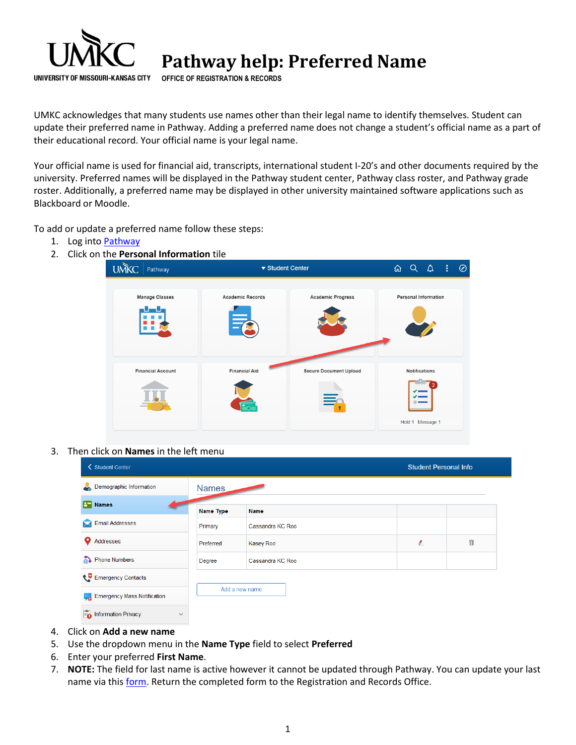# Pathway help: Preferred Name

OFFICE OF REGISTRATION & RECORDS

UMKC acknowledges that many students use names other than their legal name to identify themselves. Student can update their preferred name in Pathway. Adding a preferred name does not change a student's official name as a part of their educational record. Your official name is your legal name.

Your official name is used for financial aid, transcripts, international student I-20's and other documents required by the university. Preferred names will be displayed in the Pathway student center, Pathway class roster, and Pathway grade roster. Additionally, a preferred name may be displayed in other university maintained software applications such as Blackboard or Moodle.

To add or update a preferred name follow these steps:

1. Log into Pathway
2. Click on the **Personal Information** tile
3. Then click on **Names** in the left menu
4. Click on **Add a new name**
5. Use the dropdown menu in the **Name Type** field to select **Preferred**
6. Enter your preferred **First Name**.
7. **NOTE:** The field for last name is active however it cannot be updated through Pathway. You can update your last name via this form. Return the completed form to the Registration and Records Office.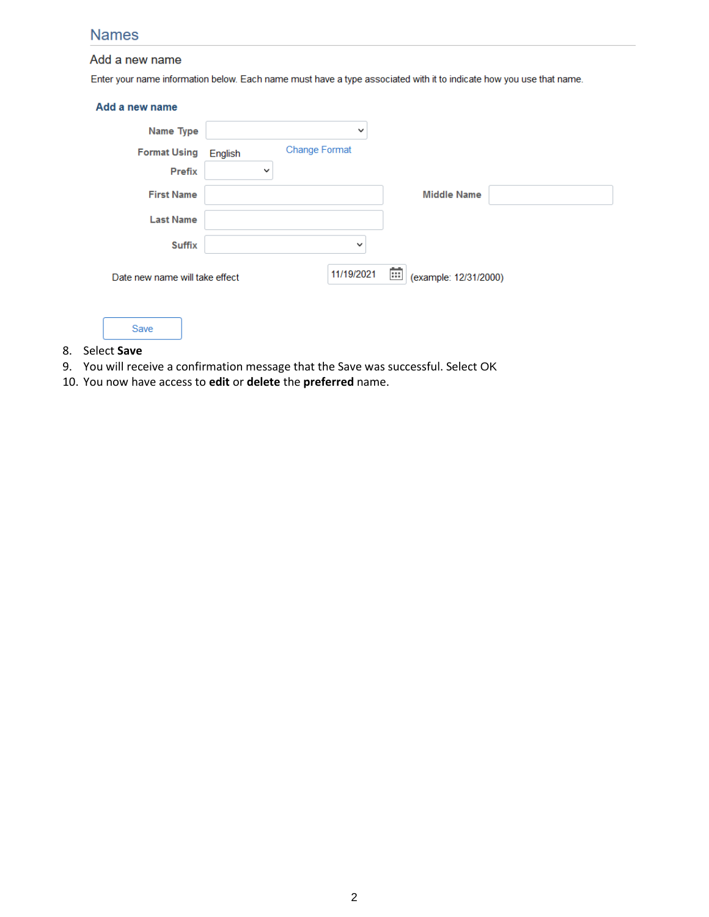## Names

### Add a new name

Enter your name information below. Each name must have a type associated with it to indicate how you use that name.

#### Add a new name

Name Type

Format Using English Change Format

Prefix

First Name Middle Name

Last Name

Suffix

Date new name will take effect 11/19/2021 (example: 12/31/2000)

Save

8. Select **Save**
9. You will receive a confirmation message that the Save was successful. Select OK
10. You now have access to **edit** or **delete** the **preferred** name.